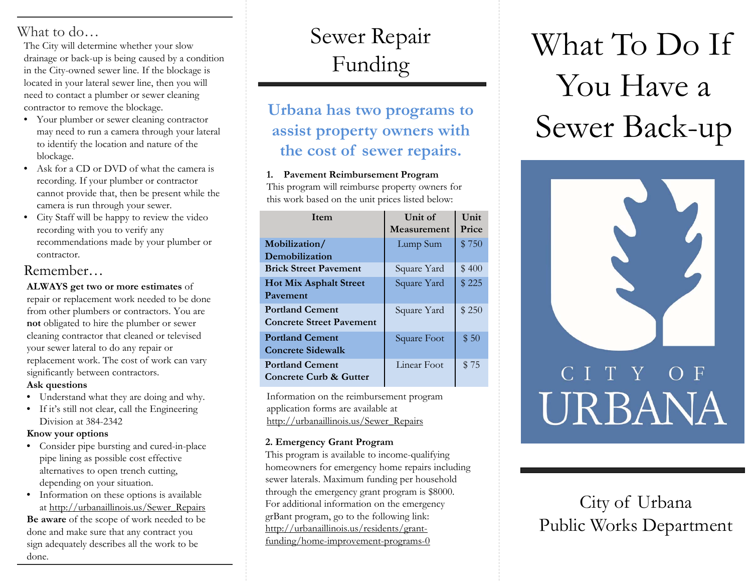## What to do…

The City will determine whether your slow drainage or back-up is being caused by a condition in the City-owned sewer line. If the blockage is located in your lateral sewer line, then you will need to contact a plumber or sewer cleaning contractor to remove the blockage.

- Your plumber or sewer cleaning contractor may need to run a camera through your lateral to identify the location and nature of the blockage.
- Ask for a CD or DVD of what the camera is recording. If your plumber or contractor cannot provide that, then be present while the camera is run through your sewer.
- City Staff will be happy to review the video recording with you to verify any recommendations made by your plumber or contractor.

## Remember…

**ALWAYS get two or more estimates** of repair or replacement work needed to be done from other plumbers or contractors. You are **not** obligated to hire the plumber or sewer cleaning contractor that cleaned or televised your sewer lateral to do any repair or replacement work. The cost of work can vary significantly between contractors.

**Ask questions**

- Understand what they are doing and why.
- If it's still not clear, call the Engineering Division at 384-2342

**Know your options**

- Consider pipe bursting and cured-in-place pipe lining as possible cost effective alternatives to open trench cutting, depending on your situation.
- Information on these options is available at http://urbanaillinois.us/Sewer_Repairs

**Be aware** of the scope of work needed to be done and make sure that any contract you sign adequately describes all the work to be done.

# Sewer Repair Funding

## Urbana has two programs to assist property owners with the cost of sewer repairs.

**1. Pavement Reimbursement Program**

This program will reimburse property owners for this work based on the unit prices listed below:

| Item | Unit of Measurement | Unit Price |
|---|---|---|
| **Mobilization/ Demobilization** | Lump Sum | $ 750 |
| **Brick Street Pavement** | Square Yard | $ 400 |
| **Hot Mix Asphalt Street Pavement** | Square Yard | $ 225 |
| **Portland Cement Concrete Street Pavement** | Square Yard | $ 250 |
| **Portland Cement Concrete Sidewalk** | Square Foot | $ 50 |
| **Portland Cement Concrete Curb & Gutter** | Linear Foot | $ 75 |

Information on the reimbursement program application forms are available at http://urbanaillinois.us/Sewer_Repairs

**2. Emergency Grant Program**

This program is available to income-qualifying homeowners for emergency home repairs including sewer laterals. Maximum funding per household through the emergency grant program is $8000. For additional information on the emergency grBant program, go to the following link: http://urbanaillinois.us/residents/grant-funding/home-improvement-programs-0

# What To Do If You Have a Sewer Back-up

CITY OF URBANA

City of Urbana
Public Works Department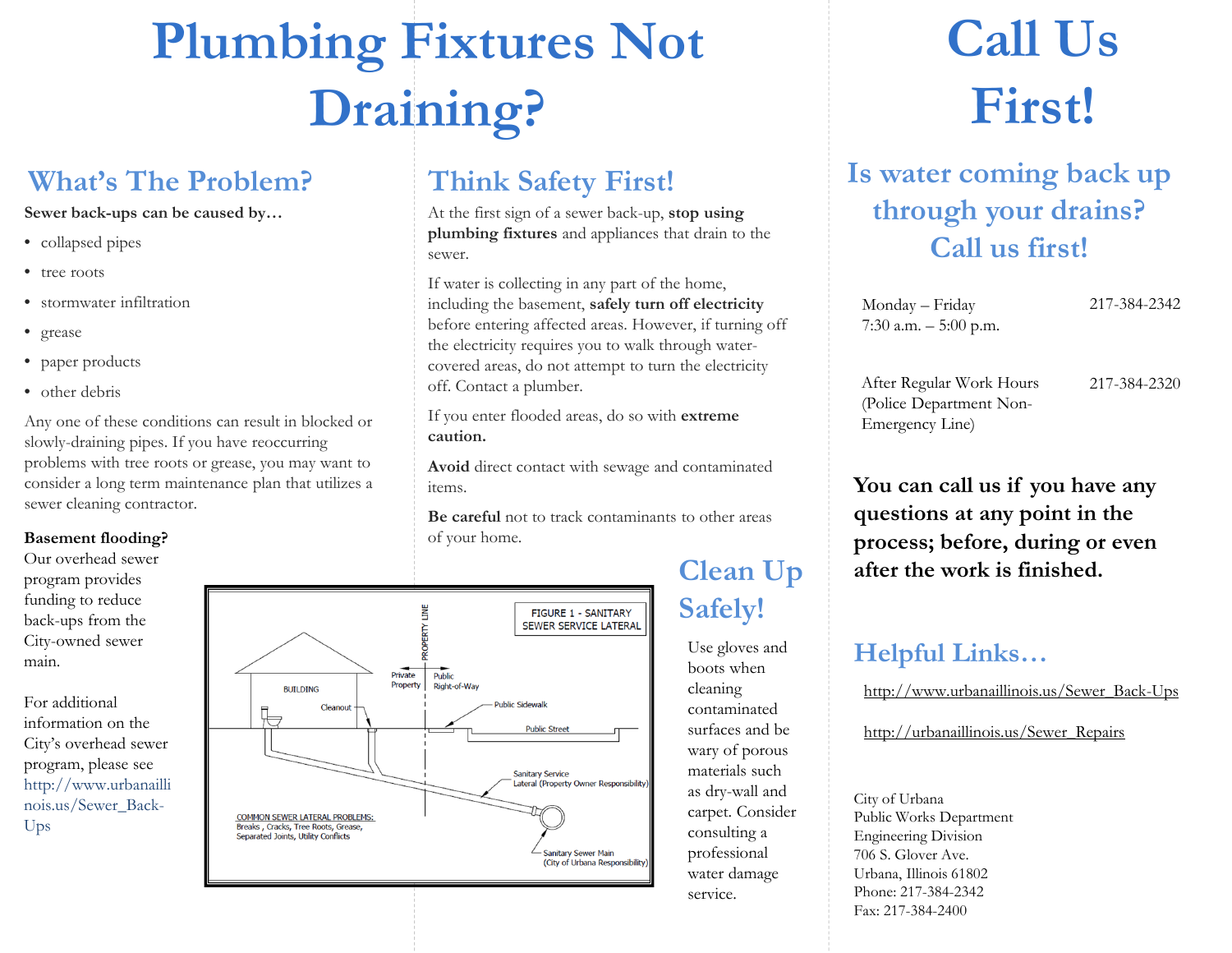# Plumbing Fixtures Not Draining?

## What's The Problem?

**Sewer back-ups can be caused by…**

- collapsed pipes
- tree roots
- stormwater infiltration
- grease
- paper products
- other debris

Any one of these conditions can result in blocked or slowly-draining pipes. If you have reoccurring problems with tree roots or grease, you may want to consider a long term maintenance plan that utilizes a sewer cleaning contractor.

**Basement flooding?**
Our overhead sewer program provides funding to reduce back-ups from the City-owned sewer main.

For additional information on the City's overhead sewer program, please see http://www.urbanaillinois.us/Sewer_Back-Ups

FIGURE 1 - SANITARY SEWER SERVICE LATERAL

PROPERTY LINE

Private Property

Public Right-of-Way

BUILDING

Cleanout

Public Sidewalk

Public Street

Sanitary Service Lateral (Property Owner Responsibility)

Sanitary Sewer Main (City of Urbana Responsibility)

COMMON SEWER LATERAL PROBLEMS:
Breaks , Cracks, Tree Roots, Grease, Separated Joints, Utility Conflicts

## Think Safety First!

At the first sign of a sewer back-up, **stop using plumbing fixtures** and appliances that drain to the sewer.

If water is collecting in any part of the home, including the basement, **safely turn off electricity** before entering affected areas. However, if turning off the electricity requires you to walk through water-covered areas, do not attempt to turn the electricity off. Contact a plumber.

If you enter flooded areas, do so with **extreme caution.**

**Avoid** direct contact with sewage and contaminated items.

**Be careful** not to track contaminants to other areas of your home.

## Clean Up Safely!

Use gloves and boots when cleaning contaminated surfaces and be wary of porous materials such as dry-wall and carpet. Consider consulting a professional water damage service.

# Call Us First!

## Is water coming back up through your drains? Call us first!

| | |
|---|---|
| Monday – Friday<br>7:30 a.m. – 5:00 p.m. | 217-384-2342 |
| After Regular Work Hours<br>(Police Department Non-Emergency Line) | 217-384-2320 |

**You can call us if you have any questions at any point in the process; before, during or even after the work is finished.**

## Helpful Links…

http://www.urbanaillinois.us/Sewer_Back-Ups

http://urbanaillinois.us/Sewer_Repairs

City of Urbana
Public Works Department
Engineering Division
706 S. Glover Ave.
Urbana, Illinois 61802
Phone: 217-384-2342
Fax: 217-384-2400